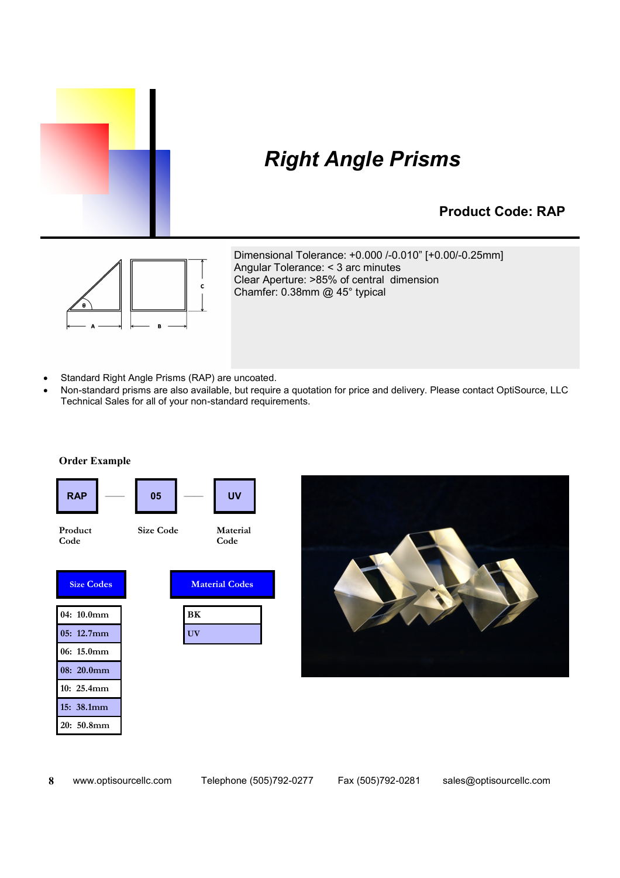# *Right Angle Prisms*

## Product Code: RAP

Dimensional Tolerance: +0.000 /-0.010" [+0.00/-0.25mm]
Angular Tolerance: < 3 arc minutes
Clear Aperture: >85% of central dimension
Chamfer: 0.38mm @ 45° typical

- Standard Right Angle Prisms (RAP) are uncoated.
- Non-standard prisms are also available, but require a quotation for price and delivery. Please contact OptiSource, LLC Technical Sales for all of your non-standard requirements.

**Order Example**

| RAP | — | 05 | — | UV |
|---|---|---|---|---|
| Product Code | | Size Code | | Material Code |

| Size Codes |
|---|
| 04: 10.0mm |
| 05: 12.7mm |
| 06: 15.0mm |
| 08: 20.0mm |
| 10: 25.4mm |
| 15: 38.1mm |
| 20: 50.8mm |

| Material Codes |
|---|
| BK |
| UV |

www.optisourcellc.com Telephone (505)792-0277 Fax (505)792-0281 sales@optisourcellc.com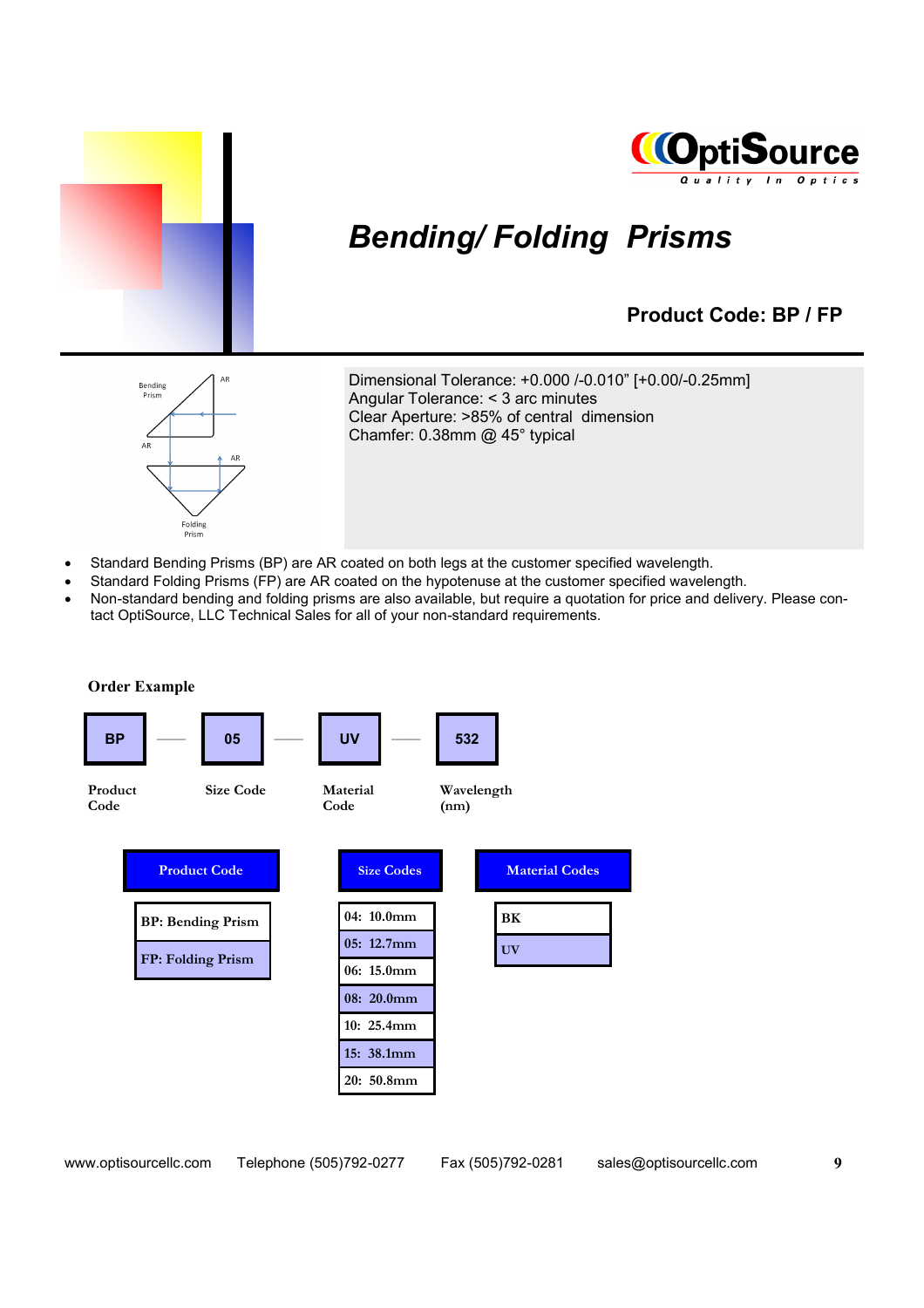OptiSource

Quality In Optics

# *Bending/ Folding Prisms*

**Product Code: BP / FP**

Dimensional Tolerance: +0.000 /-0.010” [+0.00/-0.25mm]
Angular Tolerance: < 3 arc minutes
Clear Aperture: >85% of central dimension
Chamfer: 0.38mm @ 45° typical

- Standard Bending Prisms (BP) are AR coated on both legs at the customer specified wavelength.
- Standard Folding Prisms (FP) are AR coated on the hypotenuse at the customer specified wavelength.
- Non-standard bending and folding prisms are also available, but require a quotation for price and delivery. Please contact OptiSource, LLC Technical Sales for all of your non-standard requirements.

**Order Example**

| BP | — | 05 | — | UV | — | 532 |
|---|---|---|---|---|---|---|
| Product Code | | Size Code | | Material Code | | Wavelength (nm) |

| Product Code |
|---|
| BP: Bending Prism |
| FP: Folding Prism |

| Size Codes |
|---|
| 04: 10.0mm |
| 05: 12.7mm |
| 06: 15.0mm |
| 08: 20.0mm |
| 10: 25.4mm |
| 15: 38.1mm |
| 20: 50.8mm |

| Material Codes |
|---|
| BK |
| UV |

www.optisourcellc.com Telephone (505)792-0277 Fax (505)792-0281 sales@optisourcellc.com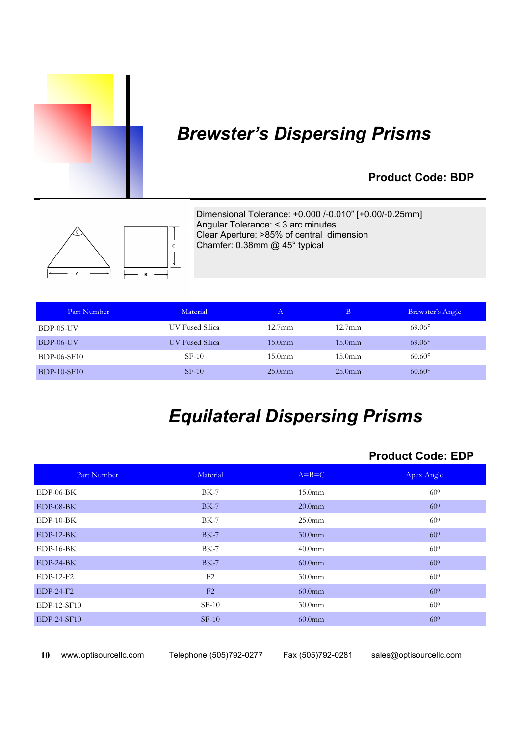# *Brewster's Dispersing Prisms*

**Product Code: BDP**

Dimensional Tolerance: +0.000 /-0.010" [+0.00/-0.25mm]
Angular Tolerance: < 3 arc minutes
Clear Aperture: >85% of central dimension
Chamfer: 0.38mm @ 45° typical

| Part Number | Material | A | B | Brewster's Angle |
|---|---|---|---|---|
| BDP-05-UV | UV Fused Silica | 12.7mm | 12.7mm | 69.06° |
| BDP-06-UV | UV Fused Silica | 15.0mm | 15.0mm | 69.06° |
| BDP-06-SF10 | SF-10 | 15.0mm | 15.0mm | 60.60° |
| BDP-10-SF10 | SF-10 | 25.0mm | 25.0mm | 60.60° |

# *Equilateral Dispersing Prisms*

**Product Code: EDP**

| Part Number | Material | A=B=C | Apex Angle |
|---|---|---|---|
| EDP-06-BK | BK-7 | 15.0mm | 60° |
| EDP-08-BK | BK-7 | 20.0mm | 60° |
| EDP-10-BK | BK-7 | 25.0mm | 60° |
| EDP-12-BK | BK-7 | 30.0mm | 60° |
| EDP-16-BK | BK-7 | 40.0mm | 60° |
| EDP-24-BK | BK-7 | 60.0mm | 60° |
| EDP-12-F2 | F2 | 30.0mm | 60° |
| EDP-24-F2 | F2 | 60.0mm | 60° |
| EDP-12-SF10 | SF-10 | 30.0mm | 60° |
| EDP-24-SF10 | SF-10 | 60.0mm | 60° |

www.optisourcellc.com Telephone (505)792-0277 Fax (505)792-0281 sales@optisourcellc.com